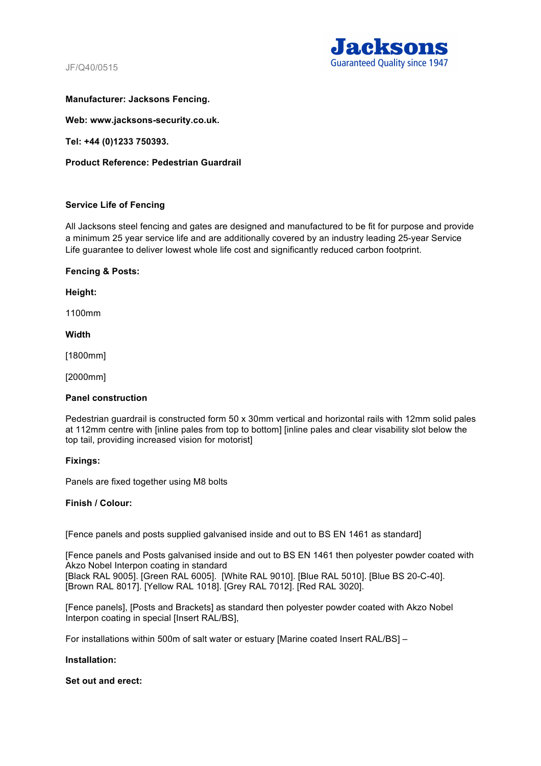JF/Q40/0515

**Jacksons**
Guaranteed Quality since 1947

**Manufacturer: Jacksons Fencing.**

**Web: www.jacksons-security.co.uk.**

**Tel: +44 (0)1233 750393.**

**Product Reference: Pedestrian Guardrail**

**Service Life of Fencing**

All Jacksons steel fencing and gates are designed and manufactured to be fit for purpose and provide a minimum 25 year service life and are additionally covered by an industry leading 25-year Service Life guarantee to deliver lowest whole life cost and significantly reduced carbon footprint.

**Fencing & Posts:**

**Height:**

1100mm

**Width**

[1800mm]

[2000mm]

**Panel construction**

Pedestrian guardrail is constructed form 50 x 30mm vertical and horizontal rails with 12mm solid pales at 112mm centre with [inline pales from top to bottom] [inline pales and clear visability slot below the top tail, providing increased vision for motorist]

**Fixings:**

Panels are fixed together using M8 bolts

**Finish / Colour:**

[Fence panels and posts supplied galvanised inside and out to BS EN 1461 as standard]

[Fence panels and Posts galvanised inside and out to BS EN 1461 then polyester powder coated with Akzo Nobel Interpon coating in standard
[Black RAL 9005]. [Green RAL 6005]. [White RAL 9010]. [Blue RAL 5010]. [Blue BS 20-C-40]. [Brown RAL 8017]. [Yellow RAL 1018]. [Grey RAL 7012]. [Red RAL 3020].

[Fence panels], [Posts and Brackets] as standard then polyester powder coated with Akzo Nobel Interpon coating in special [Insert RAL/BS],

For installations within 500m of salt water or estuary [Marine coated Insert RAL/BS] –

**Installation:**

**Set out and erect:**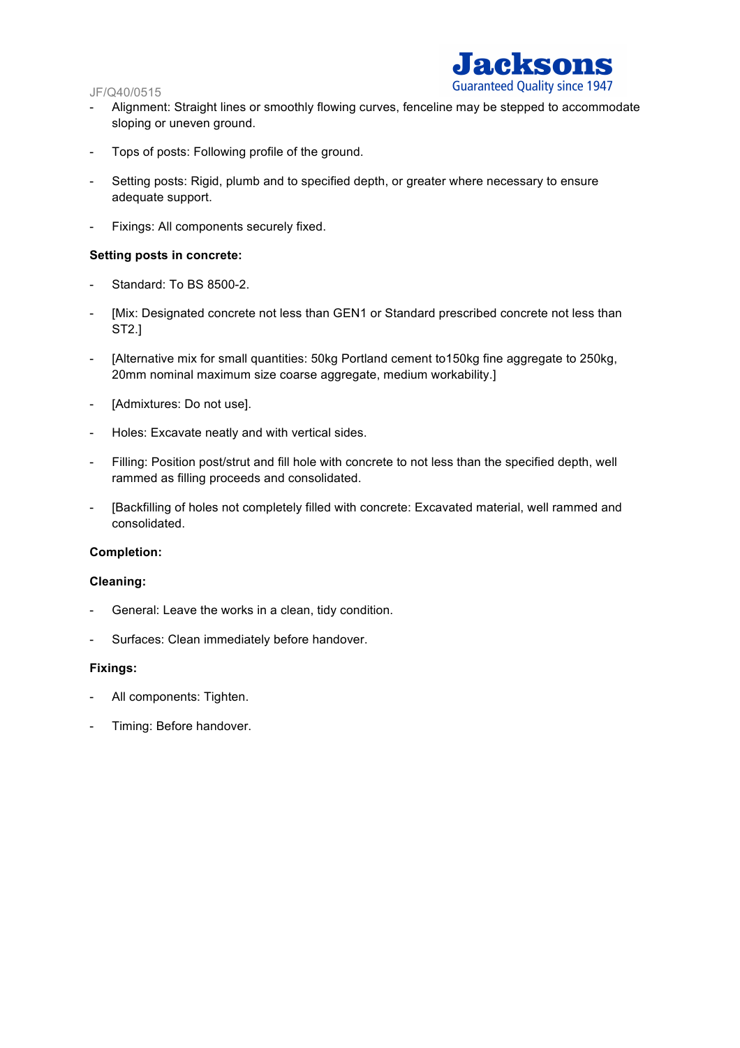- Alignment: Straight lines or smoothly flowing curves, fenceline may be stepped to accommodate sloping or uneven ground.

- Tops of posts: Following profile of the ground.

- Setting posts: Rigid, plumb and to specified depth, or greater where necessary to ensure adequate support.

- Fixings: All components securely fixed.

**Setting posts in concrete:**

- Standard: To BS 8500-2.

- [Mix: Designated concrete not less than GEN1 or Standard prescribed concrete not less than ST2.]

- [Alternative mix for small quantities: 50kg Portland cement to150kg fine aggregate to 250kg, 20mm nominal maximum size coarse aggregate, medium workability.]

- [Admixtures: Do not use].

- Holes: Excavate neatly and with vertical sides.

- Filling: Position post/strut and fill hole with concrete to not less than the specified depth, well rammed as filling proceeds and consolidated.

- [Backfilling of holes not completely filled with concrete: Excavated material, well rammed and consolidated.

**Completion:**

**Cleaning:**

- General: Leave the works in a clean, tidy condition.

- Surfaces: Clean immediately before handover.

**Fixings:**

- All components: Tighten.

- Timing: Before handover.